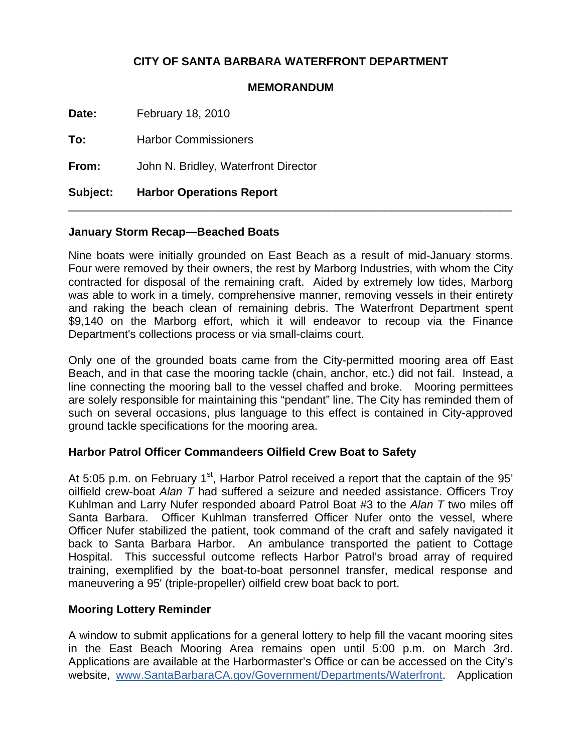**CITY OF SANTA BARBARA WATERFRONT DEPARTMENT**

**MEMORANDUM**

**Date:** February 18, 2010

**To:** Harbor Commissioners

**From:** John N. Bridley, Waterfront Director

**Subject:** **Harbor Operations Report**

---

### January Storm Recap—Beached Boats

Nine boats were initially grounded on East Beach as a result of mid-January storms. Four were removed by their owners, the rest by Marborg Industries, with whom the City contracted for disposal of the remaining craft. Aided by extremely low tides, Marborg was able to work in a timely, comprehensive manner, removing vessels in their entirety and raking the beach clean of remaining debris. The Waterfront Department spent $9,140 on the Marborg effort, which it will endeavor to recoup via the Finance Department's collections process or via small-claims court.

Only one of the grounded boats came from the City-permitted mooring area off East Beach, and in that case the mooring tackle (chain, anchor, etc.) did not fail. Instead, a line connecting the mooring ball to the vessel chaffed and broke. Mooring permittees are solely responsible for maintaining this "pendant" line. The City has reminded them of such on several occasions, plus language to this effect is contained in City-approved ground tackle specifications for the mooring area.

### Harbor Patrol Officer Commandeers Oilfield Crew Boat to Safety

At 5:05 p.m. on February 1st, Harbor Patrol received a report that the captain of the 95' oilfield crew-boat *Alan T* had suffered a seizure and needed assistance. Officers Troy Kuhlman and Larry Nufer responded aboard Patrol Boat #3 to the *Alan T* two miles off Santa Barbara. Officer Kuhlman transferred Officer Nufer onto the vessel, where Officer Nufer stabilized the patient, took command of the craft and safely navigated it back to Santa Barbara Harbor. An ambulance transported the patient to Cottage Hospital. This successful outcome reflects Harbor Patrol's broad array of required training, exemplified by the boat-to-boat personnel transfer, medical response and maneuvering a 95' (triple-propeller) oilfield crew boat back to port.

### Mooring Lottery Reminder

A window to submit applications for a general lottery to help fill the vacant mooring sites in the East Beach Mooring Area remains open until 5:00 p.m. on March 3rd. Applications are available at the Harbormaster's Office or can be accessed on the City's website, [www.SantaBarbaraCA.gov/Government/Departments/Waterfront](www.SantaBarbaraCA.gov/Government/Departments/Waterfront). Application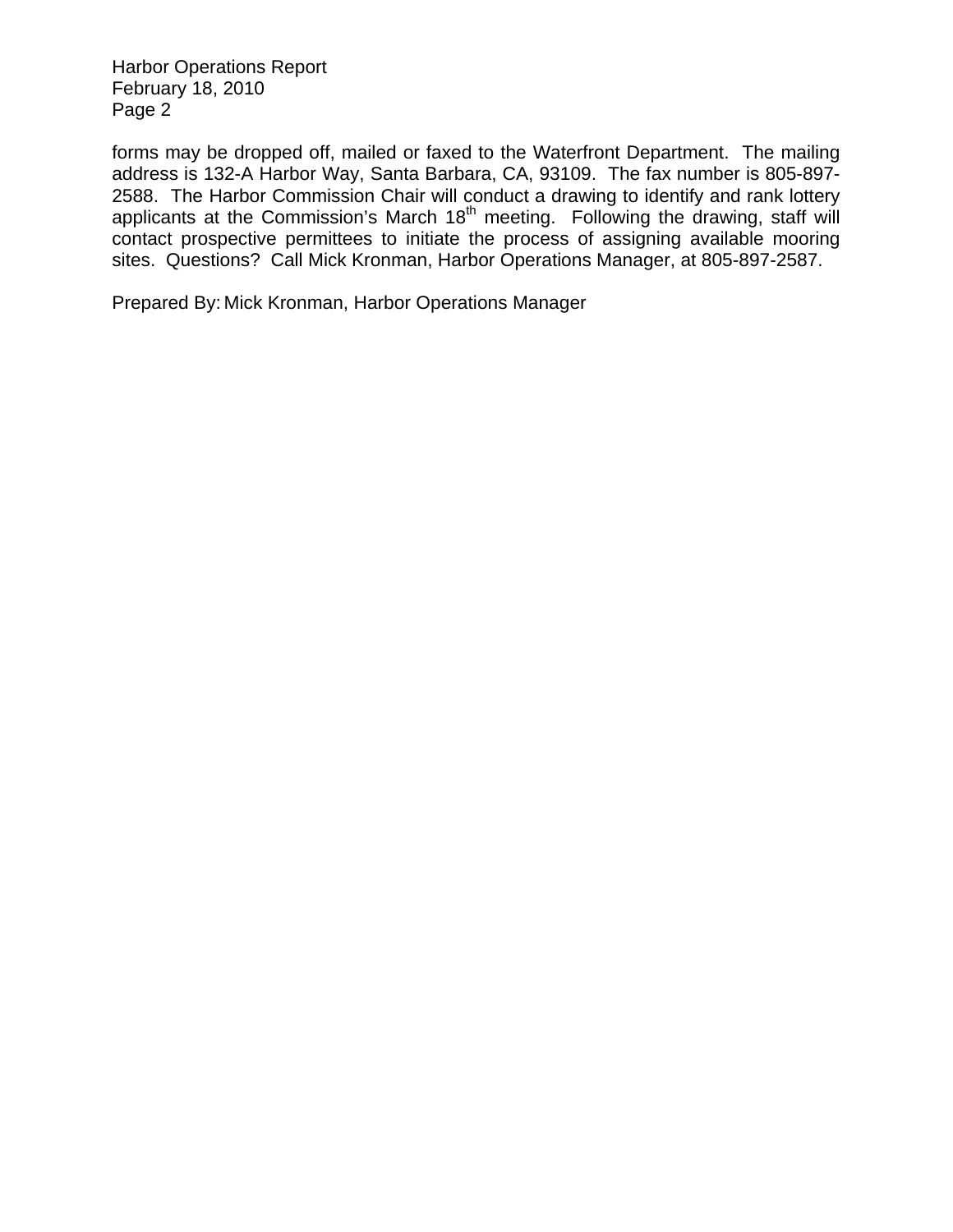forms may be dropped off, mailed or faxed to the Waterfront Department. The mailing address is 132-A Harbor Way, Santa Barbara, CA, 93109. The fax number is 805-897-2588. The Harbor Commission Chair will conduct a drawing to identify and rank lottery applicants at the Commission's March 18th meeting. Following the drawing, staff will contact prospective permittees to initiate the process of assigning available mooring sites. Questions? Call Mick Kronman, Harbor Operations Manager, at 805-897-2587.

Prepared By: Mick Kronman, Harbor Operations Manager